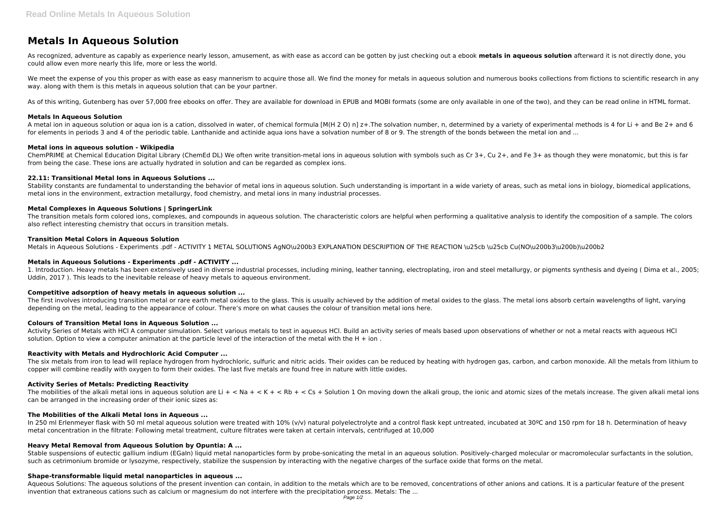# Metals In Aqueous Solution

As recognized, adventure as capably as experience nearly lesson, amusement, as with ease as accord can be gotten by just checking out a ebook **metals in aqueous solution** afterward it is not directly done, you could allow even more nearly this life, more or less the world.

We meet the expense of you this proper as with ease as easy mannerism to acquire those all. We find the money for metals in aqueous solution and numerous books collections from fictions to scientific research in any way. along with them is this metals in aqueous solution that can be your partner.

As of this writing, Gutenberg has over 57,000 free ebooks on offer. They are available for download in EPUB and MOBI formats (some are only available in one of the two), and they can be read online in HTML format.

### Metals In Aqueous Solution

A metal ion in aqueous solution or aqua ion is a cation, dissolved in water, of chemical formula [M(H 2 O) n] z+.The solvation number, n, determined by a variety of experimental methods is 4 for Li + and Be 2+ and 6 for elements in periods 3 and 4 of the periodic table. Lanthanide and actinide aqua ions have a solvation number of 8 or 9. The strength of the bonds between the metal ion and ...

### Metal ions in aqueous solution - Wikipedia

ChemPRIME at Chemical Education Digital Library (ChemEd DL) We often write transition-metal ions in aqueous solution with symbols such as Cr 3+, Cu 2+, and Fe 3+ as though they were monatomic, but this is far from being the case. These ions are actually hydrated in solution and can be regarded as complex ions.

### 22.11: Transitional Metal Ions in Aqueous Solutions ...

Stability constants are fundamental to understanding the behavior of metal ions in aqueous solution. Such understanding is important in a wide variety of areas, such as metal ions in biology, biomedical applications, metal ions in the environment, extraction metallurgy, food chemistry, and metal ions in many industrial processes.

### Metal Complexes in Aqueous Solutions | SpringerLink

The transition metals form colored ions, complexes, and compounds in aqueous solution. The characteristic colors are helpful when performing a qualitative analysis to identify the composition of a sample. The colors also reflect interesting chemistry that occurs in transition metals.

### Transition Metal Colors in Aqueous Solution

Metals in Aqueous Solutions - Experiments .pdf - ACTIVITY 1 METAL SOLUTIONS AgNO\u200b3 EXPLANATION DESCRIPTION OF THE REACTION \u25cb \u25cb Cu(NO\u200b3\u200b)\u200b2

### Metals in Aqueous Solutions - Experiments .pdf - ACTIVITY ...

1. Introduction. Heavy metals has been extensively used in diverse industrial processes, including mining, leather tanning, electroplating, iron and steel metallurgy, or pigments synthesis and dyeing ( Dima et al., 2005; Uddin, 2017 ). This leads to the inevitable release of heavy metals to aqueous environment.

### Competitive adsorption of heavy metals in aqueous solution ...

The first involves introducing transition metal or rare earth metal oxides to the glass. This is usually achieved by the addition of metal oxides to the glass. The metal ions absorb certain wavelengths of light, varying depending on the metal, leading to the appearance of colour. There's more on what causes the colour of transition metal ions here.

### Colours of Transition Metal Ions in Aqueous Solution ...

Activity Series of Metals with HCl A computer simulation. Select various metals to test in aqueous HCl. Build an activity series of meals based upon observations of whether or not a metal reacts with aqueous HCl solution. Option to view a computer animation at the particle level of the interaction of the metal with the H + ion .

### Reactivity with Metals and Hydrochloric Acid Computer ...

The six metals from iron to lead will replace hydrogen from hydrochloric, sulfuric and nitric acids. Their oxides can be reduced by heating with hydrogen gas, carbon, and carbon monoxide. All the metals from lithium to copper will combine readily with oxygen to form their oxides. The last five metals are found free in nature with little oxides.

### Activity Series of Metals: Predicting Reactivity

The mobilities of the alkali metal ions in aqueous solution are Li + < Na + < K + < Rb + < Cs + Solution 1 On moving down the alkali group, the ionic and atomic sizes of the metals increase. The given alkali metal ions can be arranged in the increasing order of their ionic sizes as:

### The Mobilities of the Alkali Metal Ions in Aqueous ...

In 250 ml Erlenmeyer flask with 50 ml metal aqueous solution were treated with 10% (v/v) natural polyelectrolyte and a control flask kept untreated, incubated at 30ºC and 150 rpm for 18 h. Determination of heavy metal concentration in the filtrate: Following metal treatment, culture filtrates were taken at certain intervals, centrifuged at 10,000

### Heavy Metal Removal from Aqueous Solution by Opuntia: A ...

Stable suspensions of eutectic gallium indium (EGaIn) liquid metal nanoparticles form by probe-sonicating the metal in an aqueous solution. Positively-charged molecular or macromolecular surfactants in the solution, such as cetrimonium bromide or lysozyme, respectively, stabilize the suspension by interacting with the negative charges of the surface oxide that forms on the metal.

### Shape-transformable liquid metal nanoparticles in aqueous ...

Aqueous Solutions: The aqueous solutions of the present invention can contain, in addition to the metals which are to be removed, concentrations of other anions and cations. It is a particular feature of the present invention that extraneous cations such as calcium or magnesium do not interfere with the precipitation process. Metals: The ...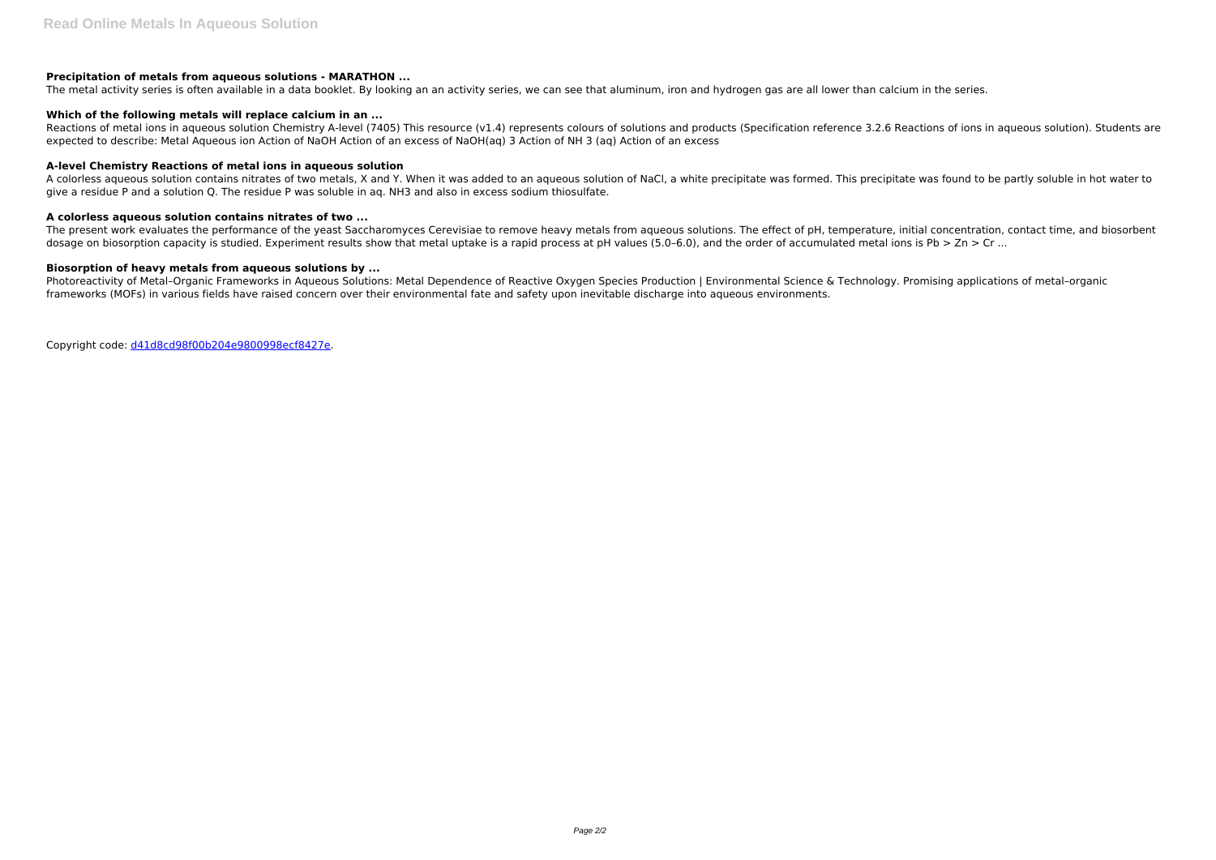### Precipitation of metals from aqueous solutions - MARATHON ...

The metal activity series is often available in a data booklet. By looking an an activity series, we can see that aluminum, iron and hydrogen gas are all lower than calcium in the series.

### Which of the following metals will replace calcium in an ...

Reactions of metal ions in aqueous solution Chemistry A-level (7405) This resource (v1.4) represents colours of solutions and products (Specification reference 3.2.6 Reactions of ions in aqueous solution). Students are expected to describe: Metal Aqueous ion Action of NaOH Action of an excess of NaOH(aq) 3 Action of NH 3 (aq) Action of an excess

### A-level Chemistry Reactions of metal ions in aqueous solution

A colorless aqueous solution contains nitrates of two metals, X and Y. When it was added to an aqueous solution of NaCl, a white precipitate was formed. This precipitate was found to be partly soluble in hot water to give a residue P and a solution Q. The residue P was soluble in aq. NH3 and also in excess sodium thiosulfate.

### A colorless aqueous solution contains nitrates of two ...

The present work evaluates the performance of the yeast Saccharomyces Cerevisiae to remove heavy metals from aqueous solutions. The effect of pH, temperature, initial concentration, contact time, and biosorbent dosage on biosorption capacity is studied. Experiment results show that metal uptake is a rapid process at pH values (5.0–6.0), and the order of accumulated metal ions is Pb > Zn > Cr ...

### Biosorption of heavy metals from aqueous solutions by ...

Photoreactivity of Metal–Organic Frameworks in Aqueous Solutions: Metal Dependence of Reactive Oxygen Species Production | Environmental Science & Technology. Promising applications of metal–organic frameworks (MOFs) in various fields have raised concern over their environmental fate and safety upon inevitable discharge into aqueous environments.

Copyright code: d41d8cd98f00b204e9800998ecf8427e.